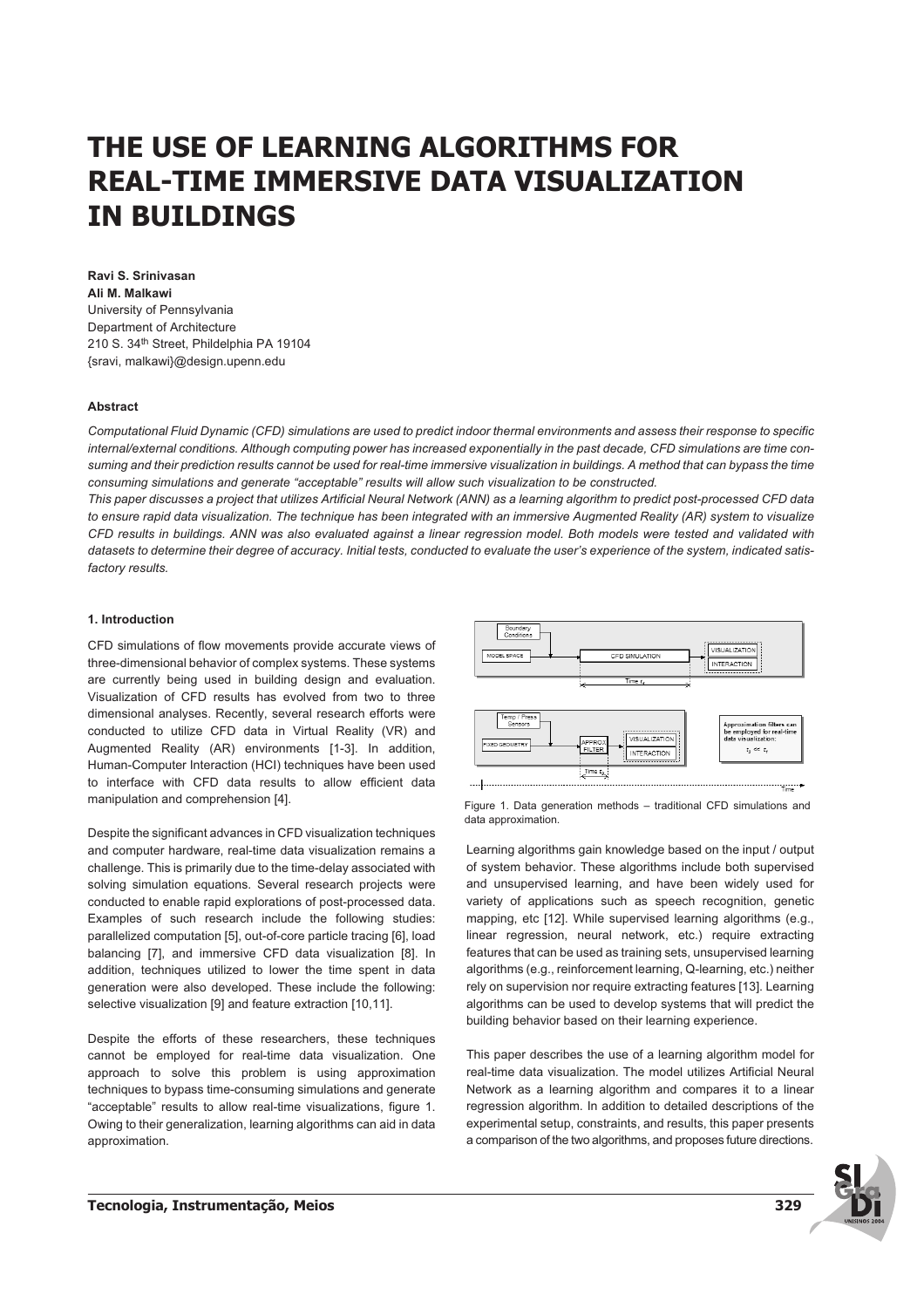# THE USE OF LEARNING ALGORITHMS FOR REAL-TIME IMMERSIVE DATA VISUALIZATION IN BUILDINGS

**Ravi S. Srinivasan**
**Ali M. Malkawi**
University of Pennsylvania
Department of Architecture
210 S. 34th Street, Phildelphia PA 19104
{sravi, malkawi}@design.upenn.edu

#### Abstract

*Computational Fluid Dynamic (CFD) simulations are used to predict indoor thermal environments and assess their response to specific internal/external conditions. Although computing power has increased exponentially in the past decade, CFD simulations are time consuming and their prediction results cannot be used for real-time immersive visualization in buildings. A method that can bypass the time consuming simulations and generate "acceptable" results will allow such visualization to be constructed.*

*This paper discusses a project that utilizes Artificial Neural Network (ANN) as a learning algorithm to predict post-processed CFD data to ensure rapid data visualization. The technique has been integrated with an immersive Augmented Reality (AR) system to visualize CFD results in buildings. ANN was also evaluated against a linear regression model. Both models were tested and validated with datasets to determine their degree of accuracy. Initial tests, conducted to evaluate the user's experience of the system, indicated satisfactory results.*

#### 1. Introduction

CFD simulations of flow movements provide accurate views of three-dimensional behavior of complex systems. These systems are currently being used in building design and evaluation. Visualization of CFD results has evolved from two to three dimensional analyses. Recently, several research efforts were conducted to utilize CFD data in Virtual Reality (VR) and Augmented Reality (AR) environments [1-3]. In addition, Human-Computer Interaction (HCI) techniques have been used to interface with CFD data results to allow efficient data manipulation and comprehension [4].

Despite the significant advances in CFD visualization techniques and computer hardware, real-time data visualization remains a challenge. This is primarily due to the time-delay associated with solving simulation equations. Several research projects were conducted to enable rapid explorations of post-processed data. Examples of such research include the following studies: parallelized computation [5], out-of-core particle tracing [6], load balancing [7], and immersive CFD data visualization [8]. In addition, techniques utilized to lower the time spent in data generation were also developed. These include the following: selective visualization [9] and feature extraction [10,11].

Despite the efforts of these researchers, these techniques cannot be employed for real-time data visualization. One approach to solve this problem is using approximation techniques to bypass time-consuming simulations and generate "acceptable" results to allow real-time visualizations, figure 1. Owing to their generalization, learning algorithms can aid in data approximation.

Figure 1. Data generation methods – traditional CFD simulations and data approximation.

Learning algorithms gain knowledge based on the input / output of system behavior. These algorithms include both supervised and unsupervised learning, and have been widely used for variety of applications such as speech recognition, genetic mapping, etc [12]. While supervised learning algorithms (e.g., linear regression, neural network, etc.) require extracting features that can be used as training sets, unsupervised learning algorithms (e.g., reinforcement learning, Q-learning, etc.) neither rely on supervision nor require extracting features [13]. Learning algorithms can be used to develop systems that will predict the building behavior based on their learning experience.

This paper describes the use of a learning algorithm model for real-time data visualization. The model utilizes Artificial Neural Network as a learning algorithm and compares it to a linear regression algorithm. In addition to detailed descriptions of the experimental setup, constraints, and results, this paper presents a comparison of the two algorithms, and proposes future directions.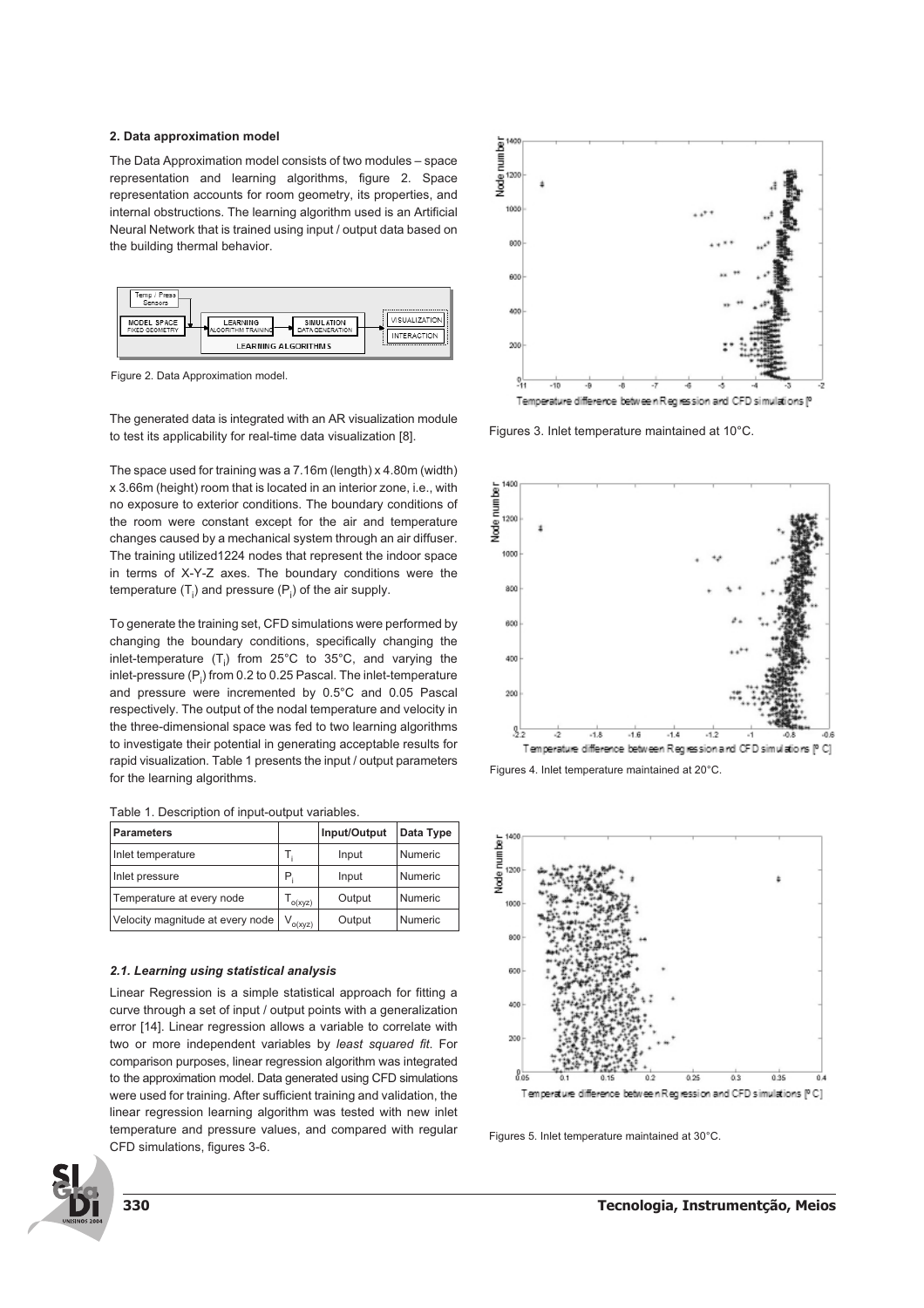## 2. Data approximation model

The Data Approximation model consists of two modules – space representation and learning algorithms, figure 2. Space representation accounts for room geometry, its properties, and internal obstructions. The learning algorithm used is an Artificial Neural Network that is trained using input / output data based on the building thermal behavior.

Figure 2. Data Approximation model.

The generated data is integrated with an AR visualization module to test its applicability for real-time data visualization [8].

The space used for training was a 7.16m (length) x 4.80m (width) x 3.66m (height) room that is located in an interior zone, i.e., with no exposure to exterior conditions. The boundary conditions of the room were constant except for the air and temperature changes caused by a mechanical system through an air diffuser. The training utilized1224 nodes that represent the indoor space in terms of X-Y-Z axes. The boundary conditions were the temperature ($T_i$) and pressure ($P_i$) of the air supply.

To generate the training set, CFD simulations were performed by changing the boundary conditions, specifically changing the inlet-temperature ($T_i$) from 25°C to 35°C, and varying the inlet-pressure ($P_i$) from 0.2 to 0.25 Pascal. The inlet-temperature and pressure were incremented by 0.5°C and 0.05 Pascal respectively. The output of the nodal temperature and velocity in the three-dimensional space was fed to two learning algorithms to investigate their potential in generating acceptable results for rapid visualization. Table 1 presents the input / output parameters for the learning algorithms.

Table 1. Description of input-output variables.

| Parameters | | Input/Output | Data Type |
|---|---|---|---|
| Inlet temperature | $T_i$ | Input | Numeric |
| Inlet pressure | $P_i$ | Input | Numeric |
| Temperature at every node | $T_{o(xyz)}$ | Output | Numeric |
| Velocity magnitude at every node | $V_{o(xyz)}$ | Output | Numeric |

### *2.1. Learning using statistical analysis*

Linear Regression is a simple statistical approach for fitting a curve through a set of input / output points with a generalization error [14]. Linear regression allows a variable to correlate with two or more independent variables by *least squared fit*. For comparison purposes, linear regression algorithm was integrated to the approximation model. Data generated using CFD simulations were used for training. After sufficient training and validation, the linear regression learning algorithm was tested with new inlet temperature and pressure values, and compared with regular CFD simulations, figures 3-6.

Figures 3. Inlet temperature maintained at 10°C.

Figures 4. Inlet temperature maintained at 20°C.

Figures 5. Inlet temperature maintained at 30°C.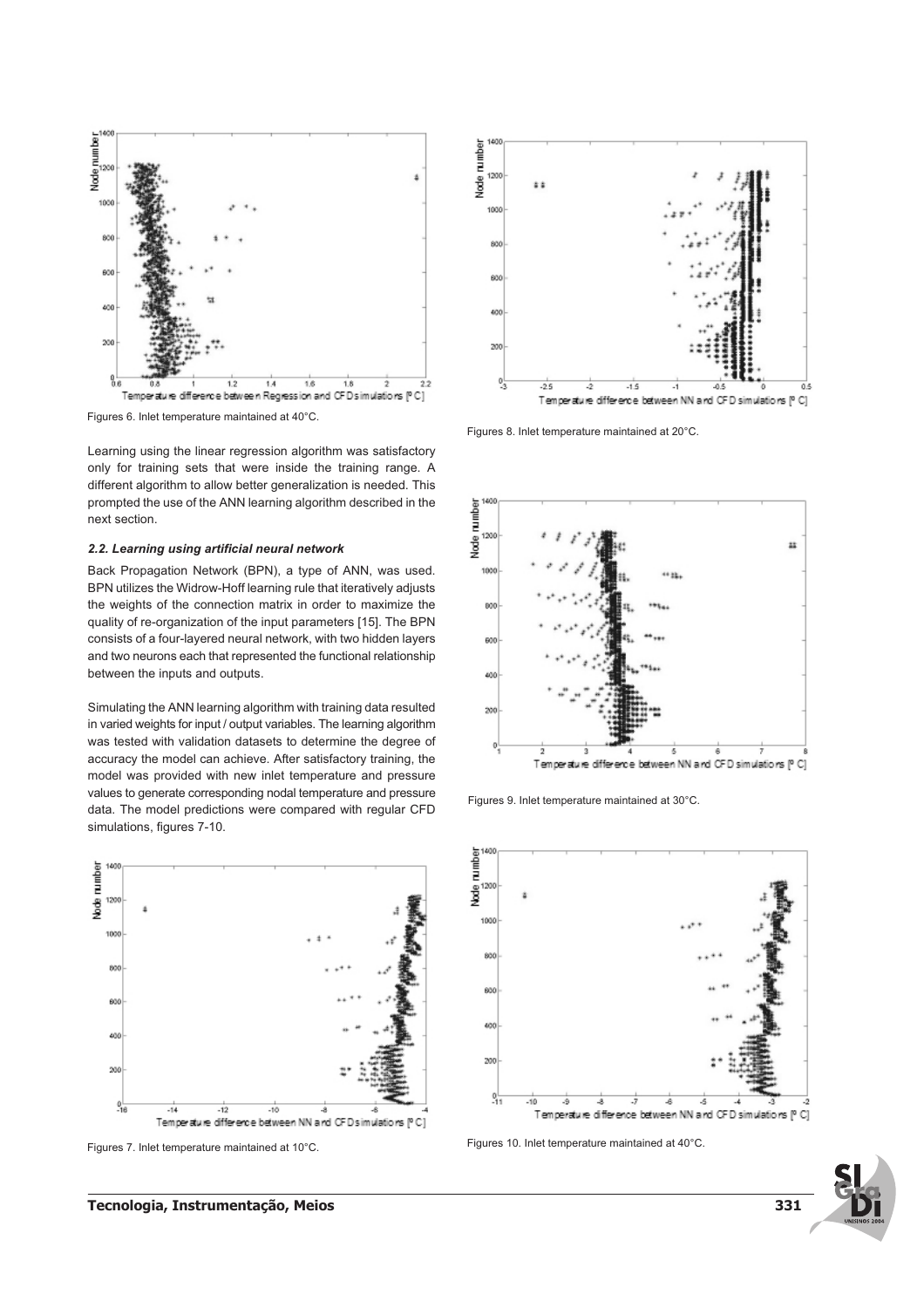Figures 6. Inlet temperature maintained at 40°C.

Learning using the linear regression algorithm was satisfactory only for training sets that were inside the training range. A different algorithm to allow better generalization is needed. This prompted the use of the ANN learning algorithm described in the next section.

### *2.2. Learning using artificial neural network*

Back Propagation Network (BPN), a type of ANN, was used. BPN utilizes the Widrow-Hoff learning rule that iteratively adjusts the weights of the connection matrix in order to maximize the quality of re-organization of the input parameters [15]. The BPN consists of a four-layered neural network, with two hidden layers and two neurons each that represented the functional relationship between the inputs and outputs.

Simulating the ANN learning algorithm with training data resulted in varied weights for input / output variables. The learning algorithm was tested with validation datasets to determine the degree of accuracy the model can achieve. After satisfactory training, the model was provided with new inlet temperature and pressure values to generate corresponding nodal temperature and pressure data. The model predictions were compared with regular CFD simulations, figures 7-10.

Figures 7. Inlet temperature maintained at 10°C.

Figures 8. Inlet temperature maintained at 20°C.

Figures 9. Inlet temperature maintained at 30°C.

Figures 10. Inlet temperature maintained at 40°C.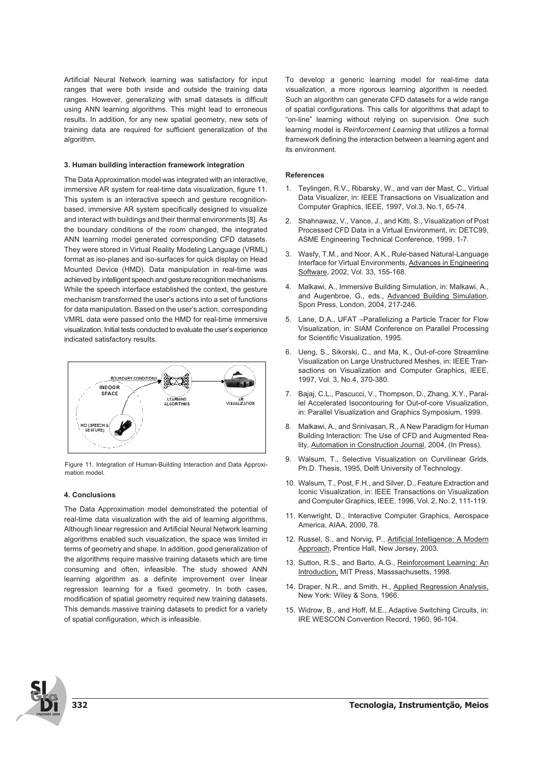Artificial Neural Network learning was satisfactory for input ranges that were both inside and outside the training data ranges. However, generalizing with small datasets is difficult using ANN learning algorithms. This might lead to erroneous results. In addition, for any new spatial geometry, new sets of training data are required for sufficient generalization of the algorithm.

### 3. Human building interaction framework integration

The Data Approximation model was integrated with an interactive, immersive AR system for real-time data visualization, figure 11. This system is an interactive speech and gesture recognition-based, immersive AR system specifically designed to visualize and interact with buildings and their thermal environments [8]. As the boundary conditions of the room changed, the integrated ANN learning model generated corresponding CFD datasets. They were stored in Virtual Reality Modeling Language (VRML) format as iso-planes and iso-surfaces for quick display on Head Mounted Device (HMD). Data manipulation in real-time was achieved by intelligent speech and gesture recognition mechanisms. While the speech interface established the context, the gesture mechanism transformed the user's actions into a set of functions for data manipulation. Based on the user's action, corresponding VMRL data were passed onto the HMD for real-time immersive visualization. Initial tests conducted to evaluate the user's experience indicated satisfactory results.

BOUNDARY CONDITIONS
INDOOR SPACE
LEARNING ALGORITHMS
AR VISUALIZATION
HCI (SPEECH & GESTURE)

Figure 11. Integration of Human-Building Interaction and Data Approximation model.

### 4. Conclusions

The Data Approximation model demonstrated the potential of real-time data visualization with the aid of learning algorithms. Although linear regression and Artificial Neural Network learning algorithms enabled such visualization, the space was limited in terms of geometry and shape. In addition, good generalization of the algorithms require massive training datasets which are time consuming and often, infeasible. The study showed ANN learning algorithm as a definite improvement over linear regression learning for a fixed geometry. In both cases, modification of spatial geometry required new training datasets. This demands massive training datasets to predict for a variety of spatial configuration, which is infeasible.

To develop a generic learning model for real-time data visualization, a more rigorous learning algorithm is needed. Such an algorithm can generate CFD datasets for a wide range of spatial configurations. This calls for algorithms that adapt to "on-line" learning without relying on supervision. One such learning model is *Reinforcement Learning* that utilizes a formal framework defining the interaction between a learning agent and its environment.

### References

1. Teylingen, R.V., Ribarsky, W., and van der Mast, C., Virtual Data Visualizer, in: IEEE Transactions on Visualization and Computer Graphics, IEEE, 1997, Vol.3, No.1, 65-74.
2. Shahnawaz, V., Vance, J., and Kitti, S., Visualization of Post Processed CFD Data in a Virtual Environment, in: DETC99, ASME Engineering Technical Conference, 1999, 1-7.
3. Wasfy, T.M., and Noor, A.K., Rule-based Natural-Language Interface for Virtual Environments, Advances in Engineering Software, 2002, Vol. 33, 155-168.
4. Malkawi, A., Immersive Building Simulation, in: Malkawi, A., and Augenbroe, G., eds., Advanced Building Simulation, Spon Press, London, 2004, 217-246.
5. Lane, D.A., UFAT –Parallelizing a Particle Tracer for Flow Visualization, in: SIAM Conference on Parallel Processing for Scientific Visualization, 1995.
6. Ueng, S., Sikorski, C., and Ma, K., Out-of-core Streamline Visualization on Large Unstructured Meshes, in: IEEE Transactions on Visualization and Computer Graphics, IEEE, 1997, Vol. 3, No.4, 370-380.
7. Bajaj, C.L., Pascucci, V., Thompson, D., Zhang, X.Y., Parallel Accelerated Isocontouring for Out-of-core Visualization, in: Parallel Visualization and Graphics Symposium, 1999.
8. Malkawi, A., and Srinivasan, R., A New Paradigm for Human Building Interaction: The Use of CFD and Augmented Reality, Automation in Construction Journal, 2004, (In Press).
9. Walsum, T., Selective Visualization on Curvilinear Grids, Ph.D. Thesis, 1995, Delft University of Technology.
10. Walsum, T., Post, F.H., and Silver, D., Feature Extraction and Iconic Visualization, in: IEEE Transactions on Visualization and Computer Graphics, IEEE, 1996, Vol. 2, No. 2, 111-119.
11. Kenwright, D., Interactive Computer Graphics, Aerospace America, AIAA, 2000, 78.
12. Russel, S., and Norvig, P., Artificial Intelligence: A Modern Approach, Prentice Hall, New Jersey, 2003.
13. Sutton, R.S., and Barto, A.G., Reinforcement Learning: An Introduction, MIT Press, Masssachusetts, 1998.
14. Draper, N.R., and Smith, H., Applied Regression Analysis, New York: Wiley & Sons, 1966.
15. Widrow, B., and Hoff, M.E., Adaptive Switching Circuits, in: IRE WESCON Convention Record, 1960, 96-104.